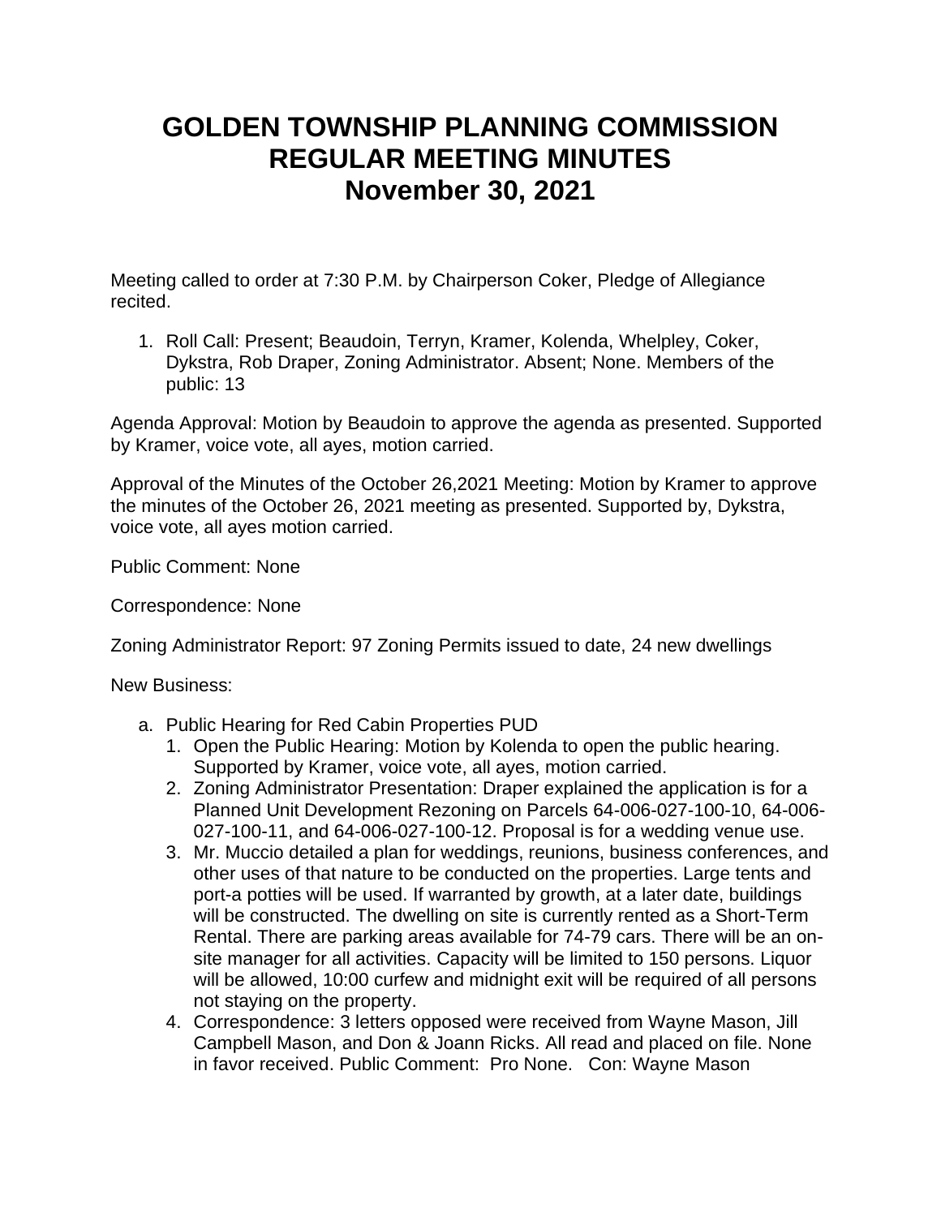# GOLDEN TOWNSHIP PLANNING COMMISSION REGULAR MEETING MINUTES November 30, 2021

Meeting called to order at 7:30 P.M. by Chairperson Coker, Pledge of Allegiance recited.

1. Roll Call: Present; Beaudoin, Terryn, Kramer, Kolenda, Whelpley, Coker, Dykstra, Rob Draper, Zoning Administrator. Absent; None. Members of the public: 13

Agenda Approval: Motion by Beaudoin to approve the agenda as presented. Supported by Kramer, voice vote, all ayes, motion carried.

Approval of the Minutes of the October 26,2021 Meeting: Motion by Kramer to approve the minutes of the October 26, 2021 meeting as presented. Supported by, Dykstra, voice vote, all ayes motion carried.

Public Comment: None

Correspondence: None

Zoning Administrator Report: 97 Zoning Permits issued to date, 24 new dwellings

New Business:

a. Public Hearing for Red Cabin Properties PUD
   1. Open the Public Hearing: Motion by Kolenda to open the public hearing. Supported by Kramer, voice vote, all ayes, motion carried.
   2. Zoning Administrator Presentation: Draper explained the application is for a Planned Unit Development Rezoning on Parcels 64-006-027-100-10, 64-006-027-100-11, and 64-006-027-100-12. Proposal is for a wedding venue use.
   3. Mr. Muccio detailed a plan for weddings, reunions, business conferences, and other uses of that nature to be conducted on the properties. Large tents and port-a potties will be used. If warranted by growth, at a later date, buildings will be constructed. The dwelling on site is currently rented as a Short-Term Rental. There are parking areas available for 74-79 cars. There will be an on-site manager for all activities. Capacity will be limited to 150 persons. Liquor will be allowed, 10:00 curfew and midnight exit will be required of all persons not staying on the property.
   4. Correspondence: 3 letters opposed were received from Wayne Mason, Jill Campbell Mason, and Don & Joann Ricks. All read and placed on file. None in favor received. Public Comment: Pro None. Con: Wayne Mason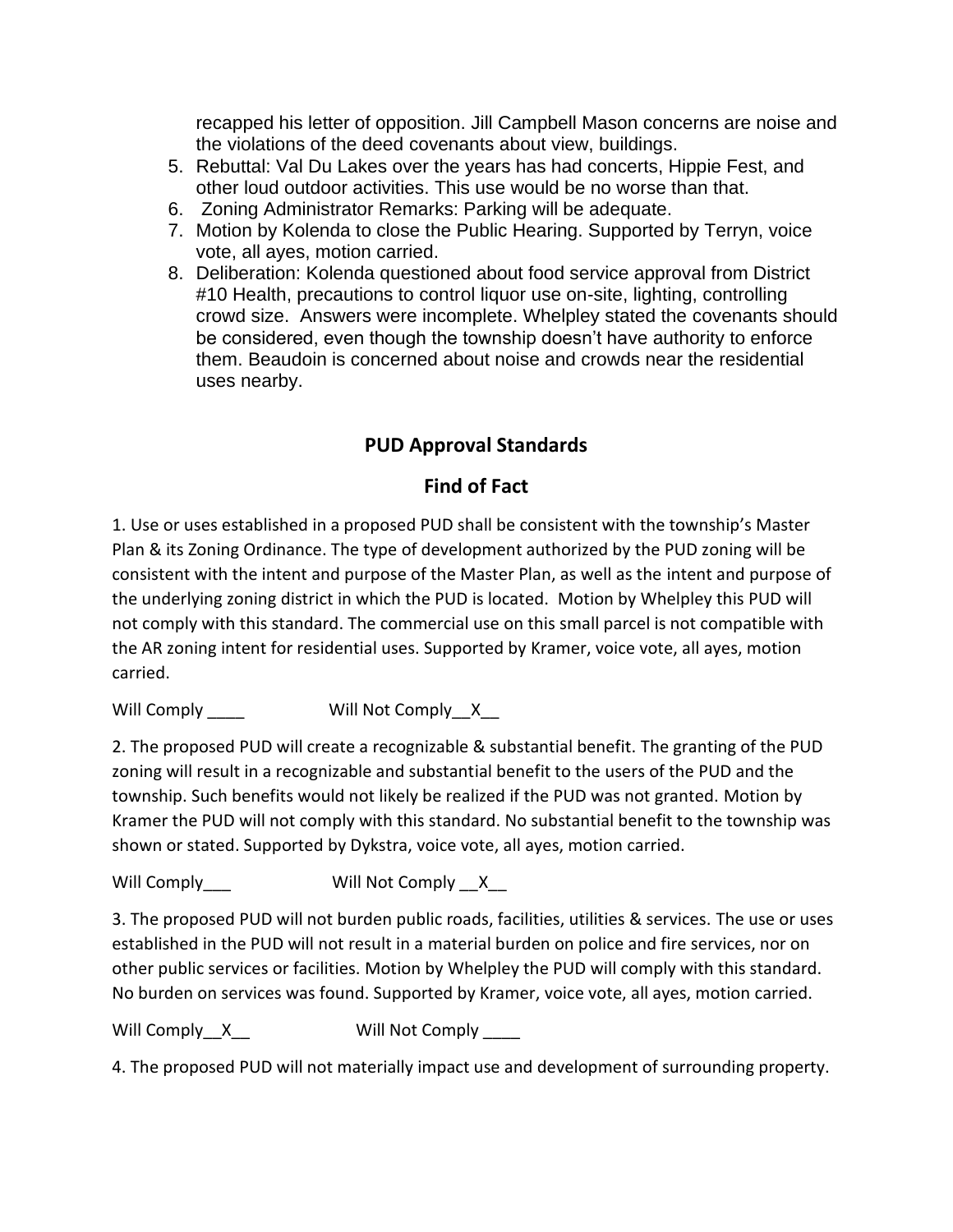recapped his letter of opposition. Jill Campbell Mason concerns are noise and the violations of the deed covenants about view, buildings.

5. Rebuttal: Val Du Lakes over the years has had concerts, Hippie Fest, and other loud outdoor activities. This use would be no worse than that.
6. Zoning Administrator Remarks: Parking will be adequate.
7. Motion by Kolenda to close the Public Hearing. Supported by Terryn, voice vote, all ayes, motion carried.
8. Deliberation: Kolenda questioned about food service approval from District #10 Health, precautions to control liquor use on-site, lighting, controlling crowd size. Answers were incomplete. Whelpley stated the covenants should be considered, even though the township doesn't have authority to enforce them. Beaudoin is concerned about noise and crowds near the residential uses nearby.

## PUD Approval Standards

## Find of Fact

1. Use or uses established in a proposed PUD shall be consistent with the township's Master Plan & its Zoning Ordinance. The type of development authorized by the PUD zoning will be consistent with the intent and purpose of the Master Plan, as well as the intent and purpose of the underlying zoning district in which the PUD is located. Motion by Whelpley this PUD will not comply with this standard. The commercial use on this small parcel is not compatible with the AR zoning intent for residential uses. Supported by Kramer, voice vote, all ayes, motion carried.

Will Comply ____ Will Not Comply__X__

2. The proposed PUD will create a recognizable & substantial benefit. The granting of the PUD zoning will result in a recognizable and substantial benefit to the users of the PUD and the township. Such benefits would not likely be realized if the PUD was not granted. Motion by Kramer the PUD will not comply with this standard. No substantial benefit to the township was shown or stated. Supported by Dykstra, voice vote, all ayes, motion carried.

Will Comply___ Will Not Comply __X__

3. The proposed PUD will not burden public roads, facilities, utilities & services. The use or uses established in the PUD will not result in a material burden on police and fire services, nor on other public services or facilities. Motion by Whelpley the PUD will comply with this standard. No burden on services was found. Supported by Kramer, voice vote, all ayes, motion carried.

Will Comply__X__ Will Not Comply ____

4. The proposed PUD will not materially impact use and development of surrounding property.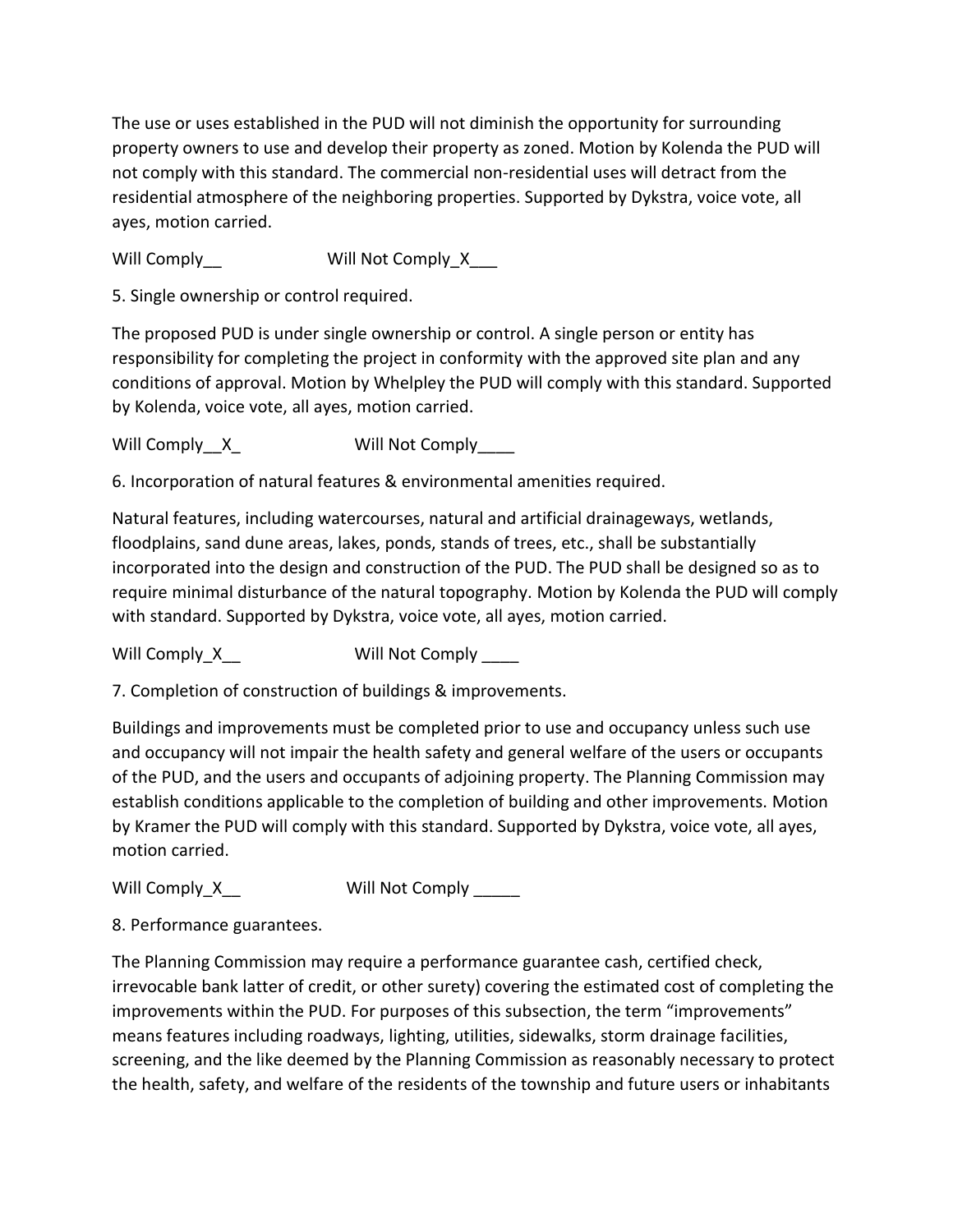The use or uses established in the PUD will not diminish the opportunity for surrounding property owners to use and develop their property as zoned. Motion by Kolenda the PUD will not comply with this standard. The commercial non-residential uses will detract from the residential atmosphere of the neighboring properties. Supported by Dykstra, voice vote, all ayes, motion carried.

Will Comply__ Will Not Comply_X___

5. Single ownership or control required.

The proposed PUD is under single ownership or control. A single person or entity has responsibility for completing the project in conformity with the approved site plan and any conditions of approval. Motion by Whelpley the PUD will comply with this standard. Supported by Kolenda, voice vote, all ayes, motion carried.

Will Comply__X_ Will Not Comply____

6. Incorporation of natural features & environmental amenities required.

Natural features, including watercourses, natural and artificial drainageways, wetlands, floodplains, sand dune areas, lakes, ponds, stands of trees, etc., shall be substantially incorporated into the design and construction of the PUD. The PUD shall be designed so as to require minimal disturbance of the natural topography. Motion by Kolenda the PUD will comply with standard. Supported by Dykstra, voice vote, all ayes, motion carried.

Will Comply_X__ Will Not Comply ____

7. Completion of construction of buildings & improvements.

Buildings and improvements must be completed prior to use and occupancy unless such use and occupancy will not impair the health safety and general welfare of the users or occupants of the PUD, and the users and occupants of adjoining property. The Planning Commission may establish conditions applicable to the completion of building and other improvements. Motion by Kramer the PUD will comply with this standard. Supported by Dykstra, voice vote, all ayes, motion carried.

Will Comply_X__ Will Not Comply _____

8. Performance guarantees.

The Planning Commission may require a performance guarantee cash, certified check, irrevocable bank latter of credit, or other surety) covering the estimated cost of completing the improvements within the PUD. For purposes of this subsection, the term "improvements" means features including roadways, lighting, utilities, sidewalks, storm drainage facilities, screening, and the like deemed by the Planning Commission as reasonably necessary to protect the health, safety, and welfare of the residents of the township and future users or inhabitants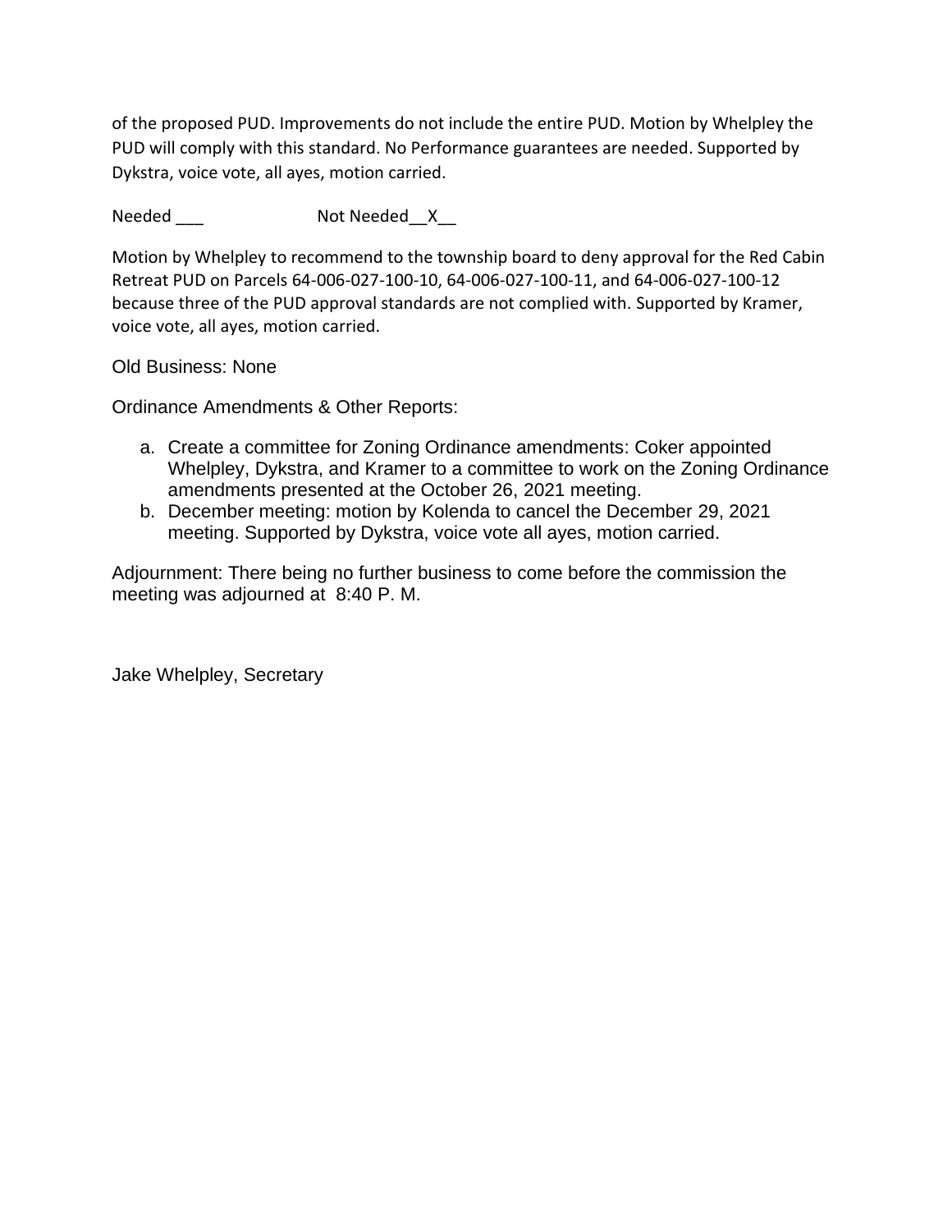of the proposed PUD. Improvements do not include the entire PUD. Motion by Whelpley the PUD will comply with this standard. No Performance guarantees are needed. Supported by Dykstra, voice vote, all ayes, motion carried.

Needed ___ Not Needed__X__

Motion by Whelpley to recommend to the township board to deny approval for the Red Cabin Retreat PUD on Parcels 64-006-027-100-10, 64-006-027-100-11, and 64-006-027-100-12 because three of the PUD approval standards are not complied with. Supported by Kramer, voice vote, all ayes, motion carried.

Old Business: None

Ordinance Amendments & Other Reports:

a. Create a committee for Zoning Ordinance amendments: Coker appointed Whelpley, Dykstra, and Kramer to a committee to work on the Zoning Ordinance amendments presented at the October 26, 2021 meeting.
b. December meeting: motion by Kolenda to cancel the December 29, 2021 meeting. Supported by Dykstra, voice vote all ayes, motion carried.

Adjournment: There being no further business to come before the commission the meeting was adjourned at 8:40 P. M.

Jake Whelpley, Secretary